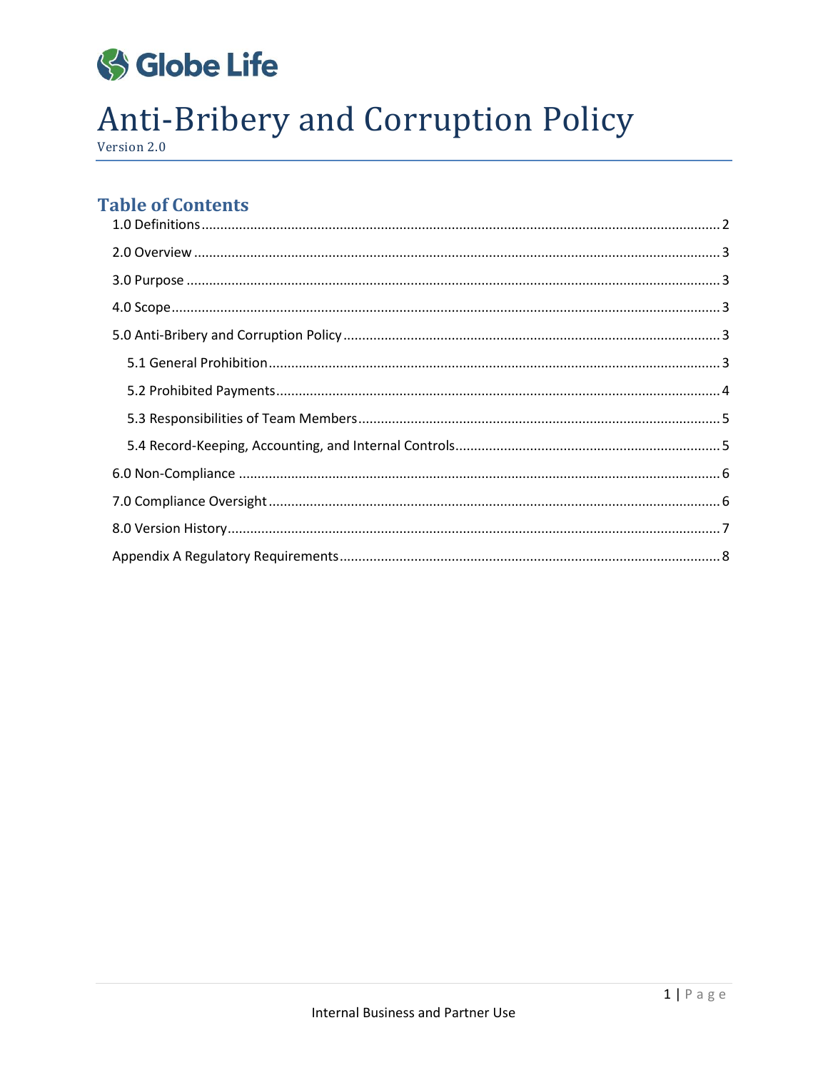Globe Life

# Anti-Bribery and Corruption Policy

Version 2.0

## Table of Contents

- 1.0 Definitions ........ 2
- 2.0 Overview ........ 3
- 3.0 Purpose ........ 3
- 4.0 Scope ........ 3
- 5.0 Anti-Bribery and Corruption Policy ........ 3
  - 5.1 General Prohibition ........ 3
  - 5.2 Prohibited Payments ........ 4
  - 5.3 Responsibilities of Team Members ........ 5
  - 5.4 Record-Keeping, Accounting, and Internal Controls ........ 5
- 6.0 Non-Compliance ........ 6
- 7.0 Compliance Oversight ........ 6
- 8.0 Version History ........ 7
- Appendix A Regulatory Requirements ........ 8

Internal Business and Partner Use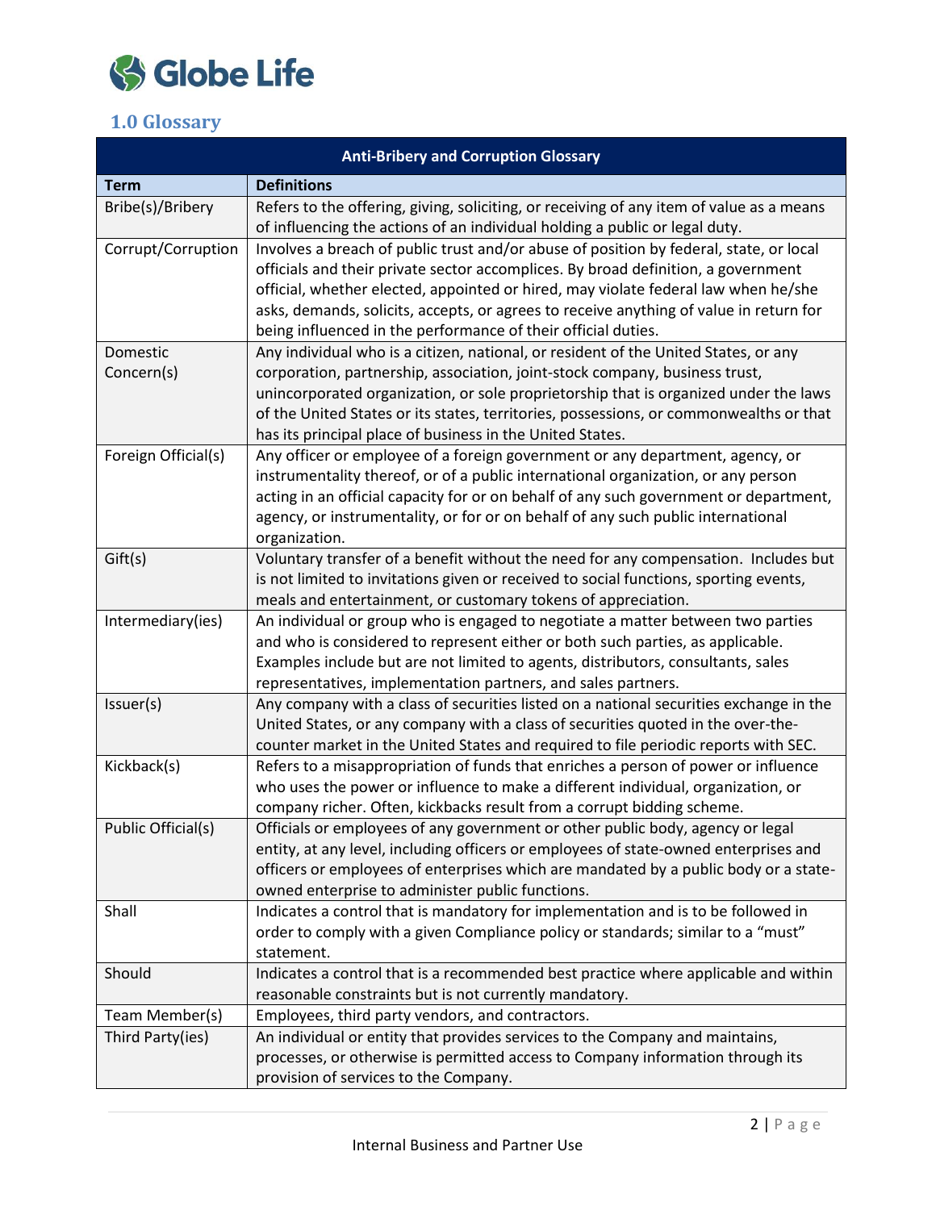## 1.0 Glossary

| Anti-Bribery and Corruption Glossary | |
|---|---|
| **Term** | **Definitions** |
| Bribe(s)/Bribery | Refers to the offering, giving, soliciting, or receiving of any item of value as a means of influencing the actions of an individual holding a public or legal duty. |
| Corrupt/Corruption | Involves a breach of public trust and/or abuse of position by federal, state, or local officials and their private sector accomplices. By broad definition, a government official, whether elected, appointed or hired, may violate federal law when he/she asks, demands, solicits, accepts, or agrees to receive anything of value in return for being influenced in the performance of their official duties. |
| Domestic Concern(s) | Any individual who is a citizen, national, or resident of the United States, or any corporation, partnership, association, joint-stock company, business trust, unincorporated organization, or sole proprietorship that is organized under the laws of the United States or its states, territories, possessions, or commonwealths or that has its principal place of business in the United States. |
| Foreign Official(s) | Any officer or employee of a foreign government or any department, agency, or instrumentality thereof, or of a public international organization, or any person acting in an official capacity for or on behalf of any such government or department, agency, or instrumentality, or for or on behalf of any such public international organization. |
| Gift(s) | Voluntary transfer of a benefit without the need for any compensation. Includes but is not limited to invitations given or received to social functions, sporting events, meals and entertainment, or customary tokens of appreciation. |
| Intermediary(ies) | An individual or group who is engaged to negotiate a matter between two parties and who is considered to represent either or both such parties, as applicable. Examples include but are not limited to agents, distributors, consultants, sales representatives, implementation partners, and sales partners. |
| Issuer(s) | Any company with a class of securities listed on a national securities exchange in the United States, or any company with a class of securities quoted in the over-the-counter market in the United States and required to file periodic reports with SEC. |
| Kickback(s) | Refers to a misappropriation of funds that enriches a person of power or influence who uses the power or influence to make a different individual, organization, or company richer. Often, kickbacks result from a corrupt bidding scheme. |
| Public Official(s) | Officials or employees of any government or other public body, agency or legal entity, at any level, including officers or employees of state-owned enterprises and officers or employees of enterprises which are mandated by a public body or a state-owned enterprise to administer public functions. |
| Shall | Indicates a control that is mandatory for implementation and is to be followed in order to comply with a given Compliance policy or standards; similar to a "must" statement. |
| Should | Indicates a control that is a recommended best practice where applicable and within reasonable constraints but is not currently mandatory. |
| Team Member(s) | Employees, third party vendors, and contractors. |
| Third Party(ies) | An individual or entity that provides services to the Company and maintains, processes, or otherwise is permitted access to Company information through its provision of services to the Company. |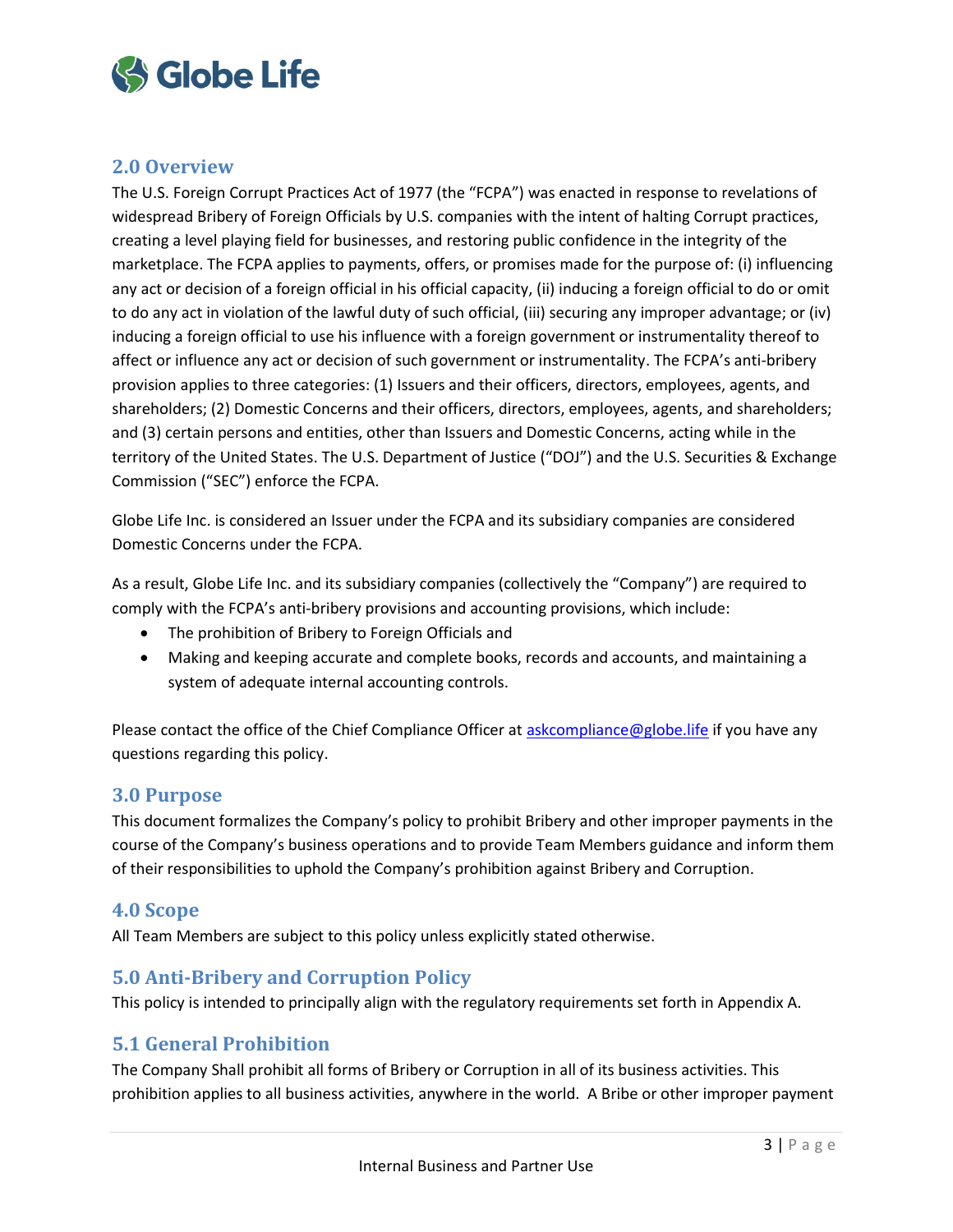## 2.0 Overview

The U.S. Foreign Corrupt Practices Act of 1977 (the "FCPA") was enacted in response to revelations of widespread Bribery of Foreign Officials by U.S. companies with the intent of halting Corrupt practices, creating a level playing field for businesses, and restoring public confidence in the integrity of the marketplace. The FCPA applies to payments, offers, or promises made for the purpose of: (i) influencing any act or decision of a foreign official in his official capacity, (ii) inducing a foreign official to do or omit to do any act in violation of the lawful duty of such official, (iii) securing any improper advantage; or (iv) inducing a foreign official to use his influence with a foreign government or instrumentality thereof to affect or influence any act or decision of such government or instrumentality. The FCPA's anti-bribery provision applies to three categories: (1) Issuers and their officers, directors, employees, agents, and shareholders; (2) Domestic Concerns and their officers, directors, employees, agents, and shareholders; and (3) certain persons and entities, other than Issuers and Domestic Concerns, acting while in the territory of the United States. The U.S. Department of Justice ("DOJ") and the U.S. Securities & Exchange Commission ("SEC") enforce the FCPA.

Globe Life Inc. is considered an Issuer under the FCPA and its subsidiary companies are considered Domestic Concerns under the FCPA.

As a result, Globe Life Inc. and its subsidiary companies (collectively the "Company") are required to comply with the FCPA's anti-bribery provisions and accounting provisions, which include:

- The prohibition of Bribery to Foreign Officials and
- Making and keeping accurate and complete books, records and accounts, and maintaining a system of adequate internal accounting controls.

Please contact the office of the Chief Compliance Officer at askcompliance@globe.life if you have any questions regarding this policy.

## 3.0 Purpose

This document formalizes the Company's policy to prohibit Bribery and other improper payments in the course of the Company's business operations and to provide Team Members guidance and inform them of their responsibilities to uphold the Company's prohibition against Bribery and Corruption.

## 4.0 Scope

All Team Members are subject to this policy unless explicitly stated otherwise.

## 5.0 Anti-Bribery and Corruption Policy

This policy is intended to principally align with the regulatory requirements set forth in Appendix A.

## 5.1 General Prohibition

The Company Shall prohibit all forms of Bribery or Corruption in all of its business activities. This prohibition applies to all business activities, anywhere in the world. A Bribe or other improper payment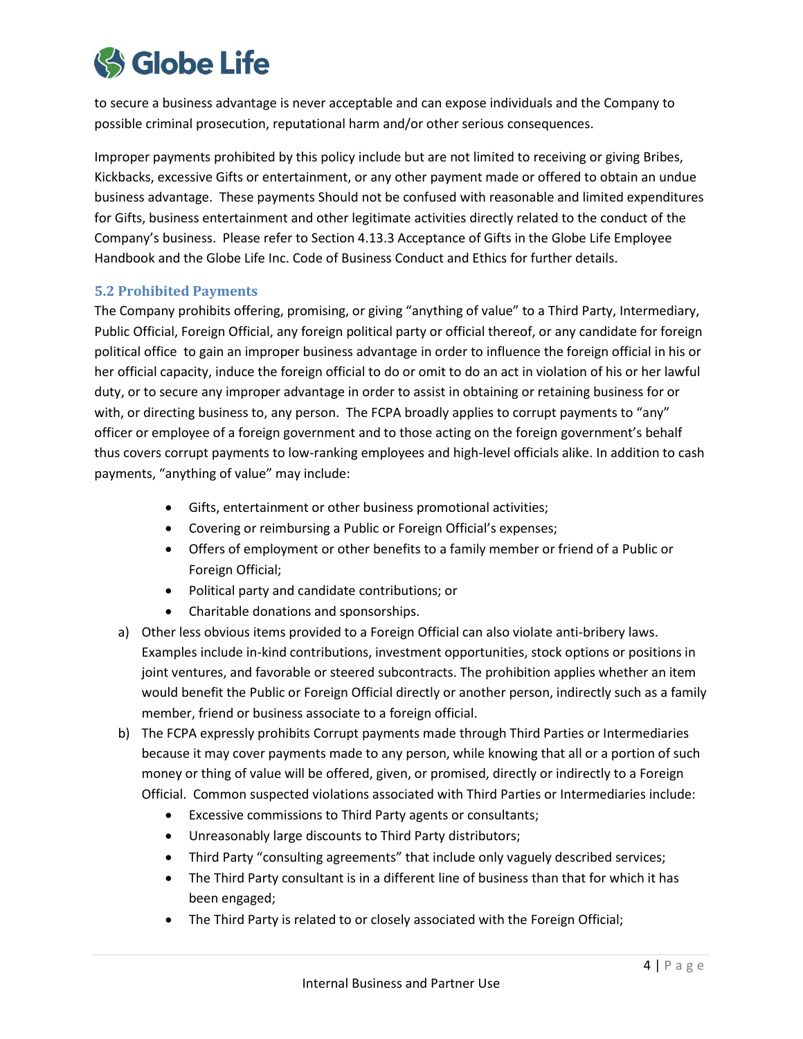to secure a business advantage is never acceptable and can expose individuals and the Company to possible criminal prosecution, reputational harm and/or other serious consequences.

Improper payments prohibited by this policy include but are not limited to receiving or giving Bribes, Kickbacks, excessive Gifts or entertainment, or any other payment made or offered to obtain an undue business advantage. These payments Should not be confused with reasonable and limited expenditures for Gifts, business entertainment and other legitimate activities directly related to the conduct of the Company's business. Please refer to Section 4.13.3 Acceptance of Gifts in the Globe Life Employee Handbook and the Globe Life Inc. Code of Business Conduct and Ethics for further details.

### 5.2 Prohibited Payments

The Company prohibits offering, promising, or giving "anything of value" to a Third Party, Intermediary, Public Official, Foreign Official, any foreign political party or official thereof, or any candidate for foreign political office to gain an improper business advantage in order to influence the foreign official in his or her official capacity, induce the foreign official to do or omit to do an act in violation of his or her lawful duty, or to secure any improper advantage in order to assist in obtaining or retaining business for or with, or directing business to, any person. The FCPA broadly applies to corrupt payments to "any" officer or employee of a foreign government and to those acting on the foreign government's behalf thus covers corrupt payments to low-ranking employees and high-level officials alike. In addition to cash payments, "anything of value" may include:

- Gifts, entertainment or other business promotional activities;
- Covering or reimbursing a Public or Foreign Official's expenses;
- Offers of employment or other benefits to a family member or friend of a Public or Foreign Official;
- Political party and candidate contributions; or
- Charitable donations and sponsorships.

a) Other less obvious items provided to a Foreign Official can also violate anti-bribery laws. Examples include in-kind contributions, investment opportunities, stock options or positions in joint ventures, and favorable or steered subcontracts. The prohibition applies whether an item would benefit the Public or Foreign Official directly or another person, indirectly such as a family member, friend or business associate to a foreign official.

b) The FCPA expressly prohibits Corrupt payments made through Third Parties or Intermediaries because it may cover payments made to any person, while knowing that all or a portion of such money or thing of value will be offered, given, or promised, directly or indirectly to a Foreign Official. Common suspected violations associated with Third Parties or Intermediaries include:
   - Excessive commissions to Third Party agents or consultants;
   - Unreasonably large discounts to Third Party distributors;
   - Third Party "consulting agreements" that include only vaguely described services;
   - The Third Party consultant is in a different line of business than that for which it has been engaged;
   - The Third Party is related to or closely associated with the Foreign Official;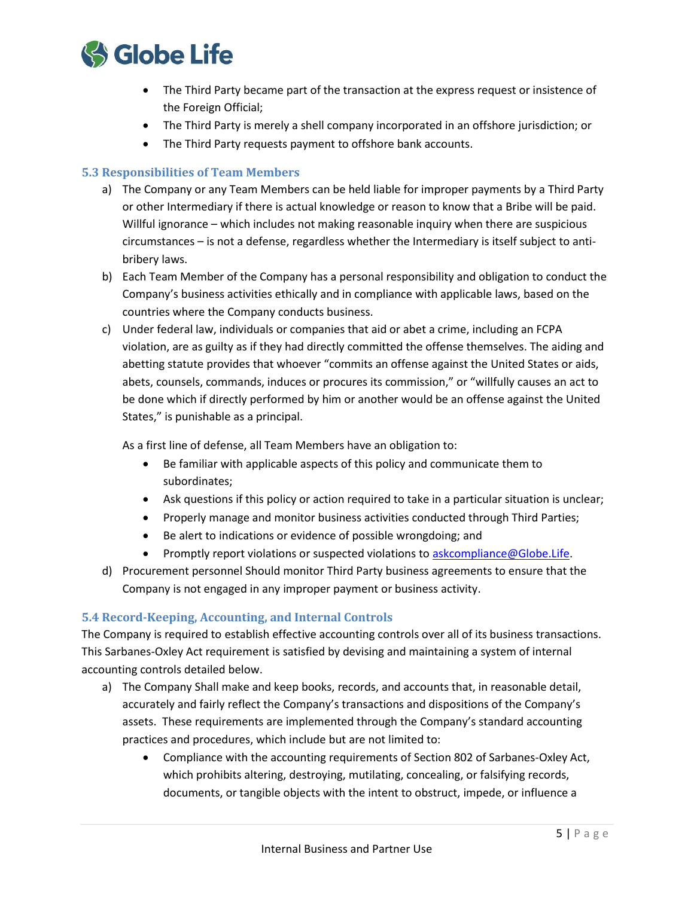- The Third Party became part of the transaction at the express request or insistence of the Foreign Official;
- The Third Party is merely a shell company incorporated in an offshore jurisdiction; or
- The Third Party requests payment to offshore bank accounts.

### 5.3 Responsibilities of Team Members

a) The Company or any Team Members can be held liable for improper payments by a Third Party or other Intermediary if there is actual knowledge or reason to know that a Bribe will be paid. Willful ignorance – which includes not making reasonable inquiry when there are suspicious circumstances – is not a defense, regardless whether the Intermediary is itself subject to anti-bribery laws.

b) Each Team Member of the Company has a personal responsibility and obligation to conduct the Company's business activities ethically and in compliance with applicable laws, based on the countries where the Company conducts business.

c) Under federal law, individuals or companies that aid or abet a crime, including an FCPA violation, are as guilty as if they had directly committed the offense themselves. The aiding and abetting statute provides that whoever "commits an offense against the United States or aids, abets, counsels, commands, induces or procures its commission," or "willfully causes an act to be done which if directly performed by him or another would be an offense against the United States," is punishable as a principal.

   As a first line of defense, all Team Members have an obligation to:

   - Be familiar with applicable aspects of this policy and communicate them to subordinates;
   - Ask questions if this policy or action required to take in a particular situation is unclear;
   - Properly manage and monitor business activities conducted through Third Parties;
   - Be alert to indications or evidence of possible wrongdoing; and
   - Promptly report violations or suspected violations to askcompliance@Globe.Life.

d) Procurement personnel Should monitor Third Party business agreements to ensure that the Company is not engaged in any improper payment or business activity.

### 5.4 Record-Keeping, Accounting, and Internal Controls

The Company is required to establish effective accounting controls over all of its business transactions. This Sarbanes-Oxley Act requirement is satisfied by devising and maintaining a system of internal accounting controls detailed below.

a) The Company Shall make and keep books, records, and accounts that, in reasonable detail, accurately and fairly reflect the Company's transactions and dispositions of the Company's assets. These requirements are implemented through the Company's standard accounting practices and procedures, which include but are not limited to:

   - Compliance with the accounting requirements of Section 802 of Sarbanes-Oxley Act, which prohibits altering, destroying, mutilating, concealing, or falsifying records, documents, or tangible objects with the intent to obstruct, impede, or influence a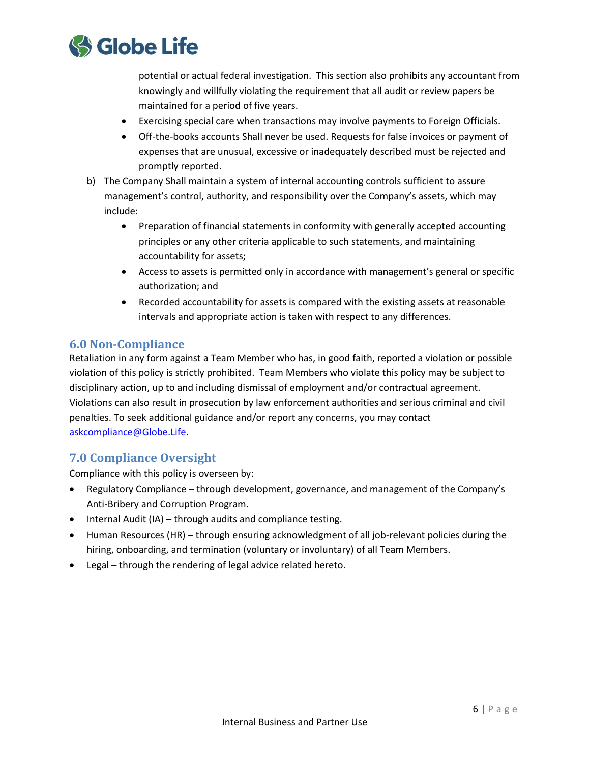potential or actual federal investigation. This section also prohibits any accountant from knowingly and willfully violating the requirement that all audit or review papers be maintained for a period of five years.
    - Exercising special care when transactions may involve payments to Foreign Officials.
    - Off-the-books accounts Shall never be used. Requests for false invoices or payment of expenses that are unusual, excessive or inadequately described must be rejected and promptly reported.

b) The Company Shall maintain a system of internal accounting controls sufficient to assure management's control, authority, and responsibility over the Company's assets, which may include:
    - Preparation of financial statements in conformity with generally accepted accounting principles or any other criteria applicable to such statements, and maintaining accountability for assets;
    - Access to assets is permitted only in accordance with management's general or specific authorization; and
    - Recorded accountability for assets is compared with the existing assets at reasonable intervals and appropriate action is taken with respect to any differences.

## 6.0 Non-Compliance

Retaliation in any form against a Team Member who has, in good faith, reported a violation or possible violation of this policy is strictly prohibited. Team Members who violate this policy may be subject to disciplinary action, up to and including dismissal of employment and/or contractual agreement. Violations can also result in prosecution by law enforcement authorities and serious criminal and civil penalties. To seek additional guidance and/or report any concerns, you may contact askcompliance@Globe.Life.

## 7.0 Compliance Oversight

Compliance with this policy is overseen by:

- Regulatory Compliance – through development, governance, and management of the Company's Anti-Bribery and Corruption Program.
- Internal Audit (IA) – through audits and compliance testing.
- Human Resources (HR) – through ensuring acknowledgment of all job-relevant policies during the hiring, onboarding, and termination (voluntary or involuntary) of all Team Members.
- Legal – through the rendering of legal advice related hereto.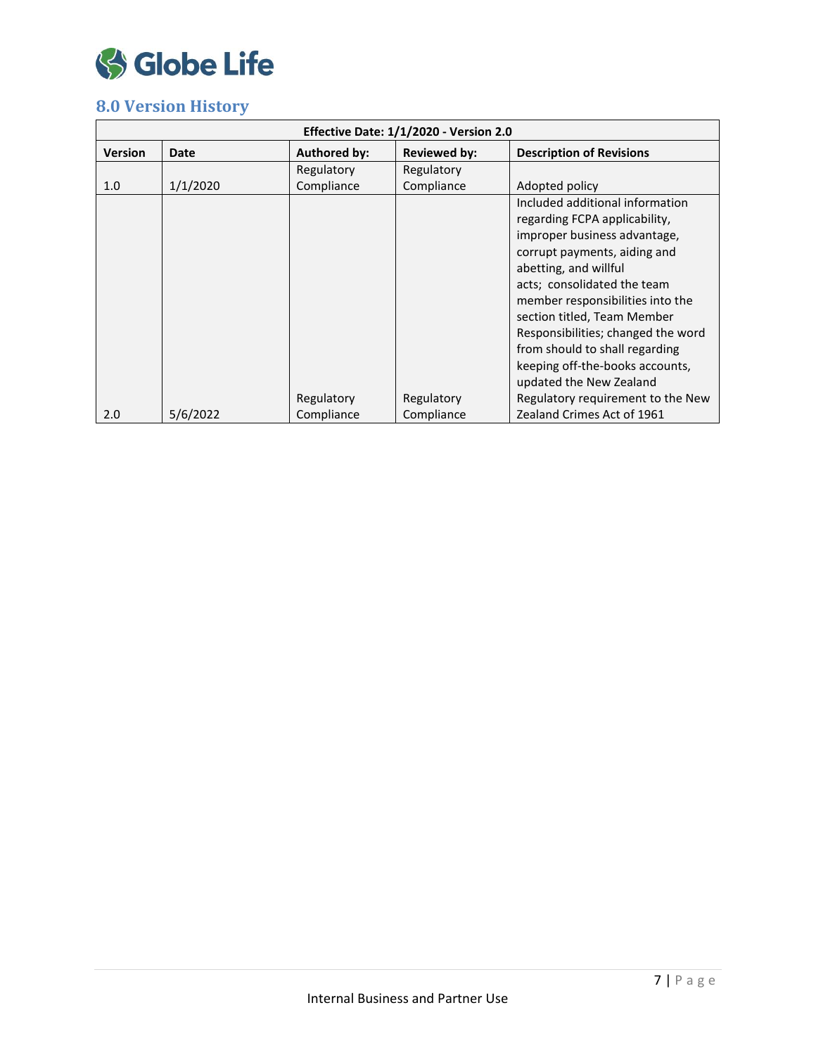## 8.0 Version History

| Effective Date: 1/1/2020 - Version 2.0 | | | | |
|---|---|---|---|---|
| **Version** | **Date** | **Authored by:** | **Reviewed by:** | **Description of Revisions** |
| 1.0 | 1/1/2020 | Regulatory Compliance | Regulatory Compliance | Adopted policy |
| 2.0 | 5/6/2022 | Regulatory Compliance | Regulatory Compliance | Included additional information regarding FCPA applicability, improper business advantage, corrupt payments, aiding and abetting, and willful acts; consolidated the team member responsibilities into the section titled, Team Member Responsibilities; changed the word from should to shall regarding keeping off-the-books accounts, updated the New Zealand Regulatory requirement to the New Zealand Crimes Act of 1961 |

Internal Business and Partner Use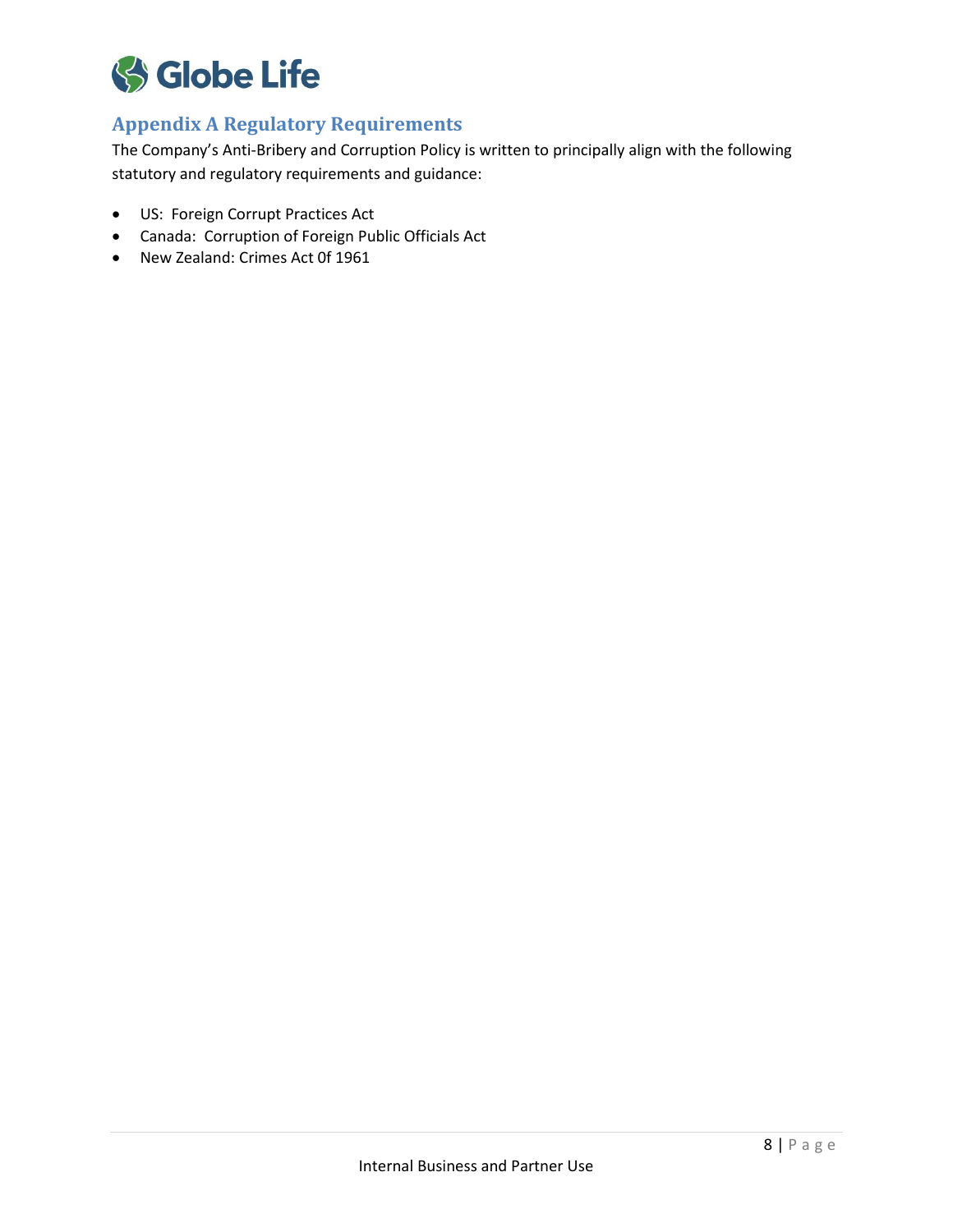## Appendix A Regulatory Requirements

The Company's Anti-Bribery and Corruption Policy is written to principally align with the following statutory and regulatory requirements and guidance:

- US: Foreign Corrupt Practices Act
- Canada: Corruption of Foreign Public Officials Act
- New Zealand: Crimes Act 0f 1961